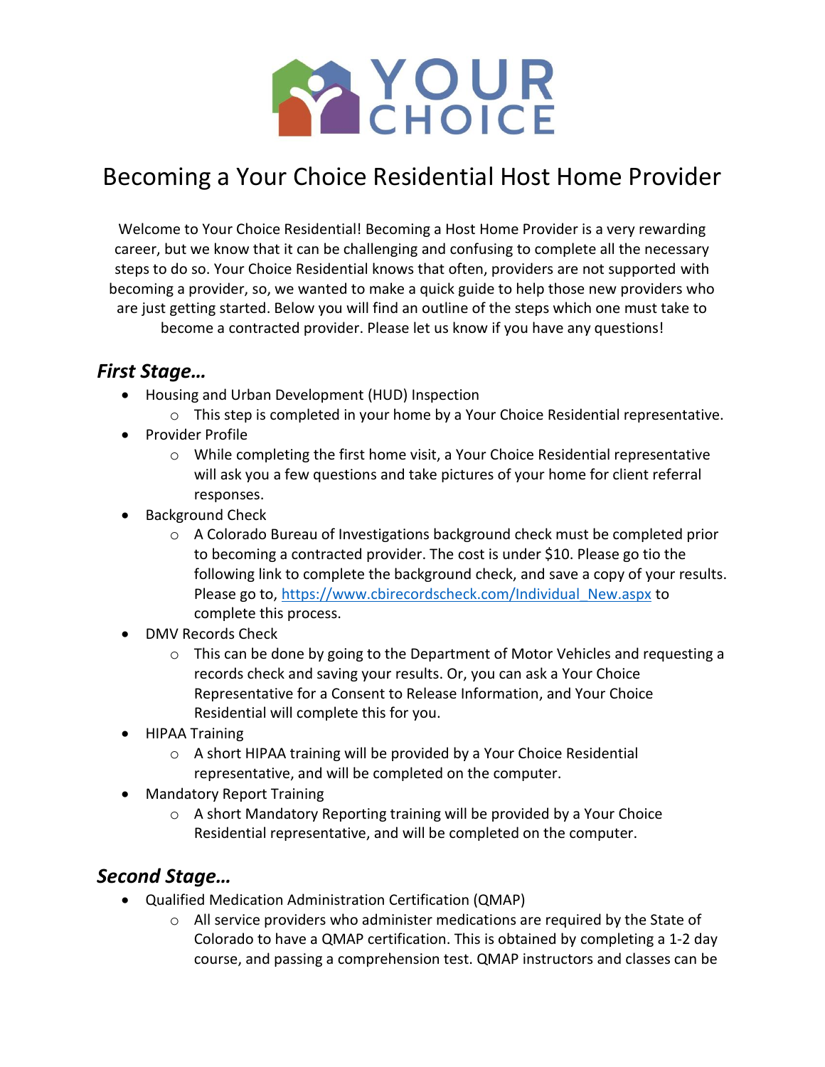# Becoming a Your Choice Residential Host Home Provider

Welcome to Your Choice Residential! Becoming a Host Home Provider is a very rewarding career, but we know that it can be challenging and confusing to complete all the necessary steps to do so. Your Choice Residential knows that often, providers are not supported with becoming a provider, so, we wanted to make a quick guide to help those new providers who are just getting started. Below you will find an outline of the steps which one must take to become a contracted provider. Please let us know if you have any questions!

## *First Stage…*

- Housing and Urban Development (HUD) Inspection
  - This step is completed in your home by a Your Choice Residential representative.
- Provider Profile
  - While completing the first home visit, a Your Choice Residential representative will ask you a few questions and take pictures of your home for client referral responses.
- Background Check
  - A Colorado Bureau of Investigations background check must be completed prior to becoming a contracted provider. The cost is under $10. Please go tio the following link to complete the background check, and save a copy of your results. Please go to, [https://www.cbirecordscheck.com/Individual_New.aspx](https://www.cbirecordscheck.com/Individual_New.aspx) to complete this process.
- DMV Records Check
  - This can be done by going to the Department of Motor Vehicles and requesting a records check and saving your results. Or, you can ask a Your Choice Representative for a Consent to Release Information, and Your Choice Residential will complete this for you.
- HIPAA Training
  - A short HIPAA training will be provided by a Your Choice Residential representative, and will be completed on the computer.
- Mandatory Report Training
  - A short Mandatory Reporting training will be provided by a Your Choice Residential representative, and will be completed on the computer.

## *Second Stage…*

- Qualified Medication Administration Certification (QMAP)
  - All service providers who administer medications are required by the State of Colorado to have a QMAP certification. This is obtained by completing a 1-2 day course, and passing a comprehension test. QMAP instructors and classes can be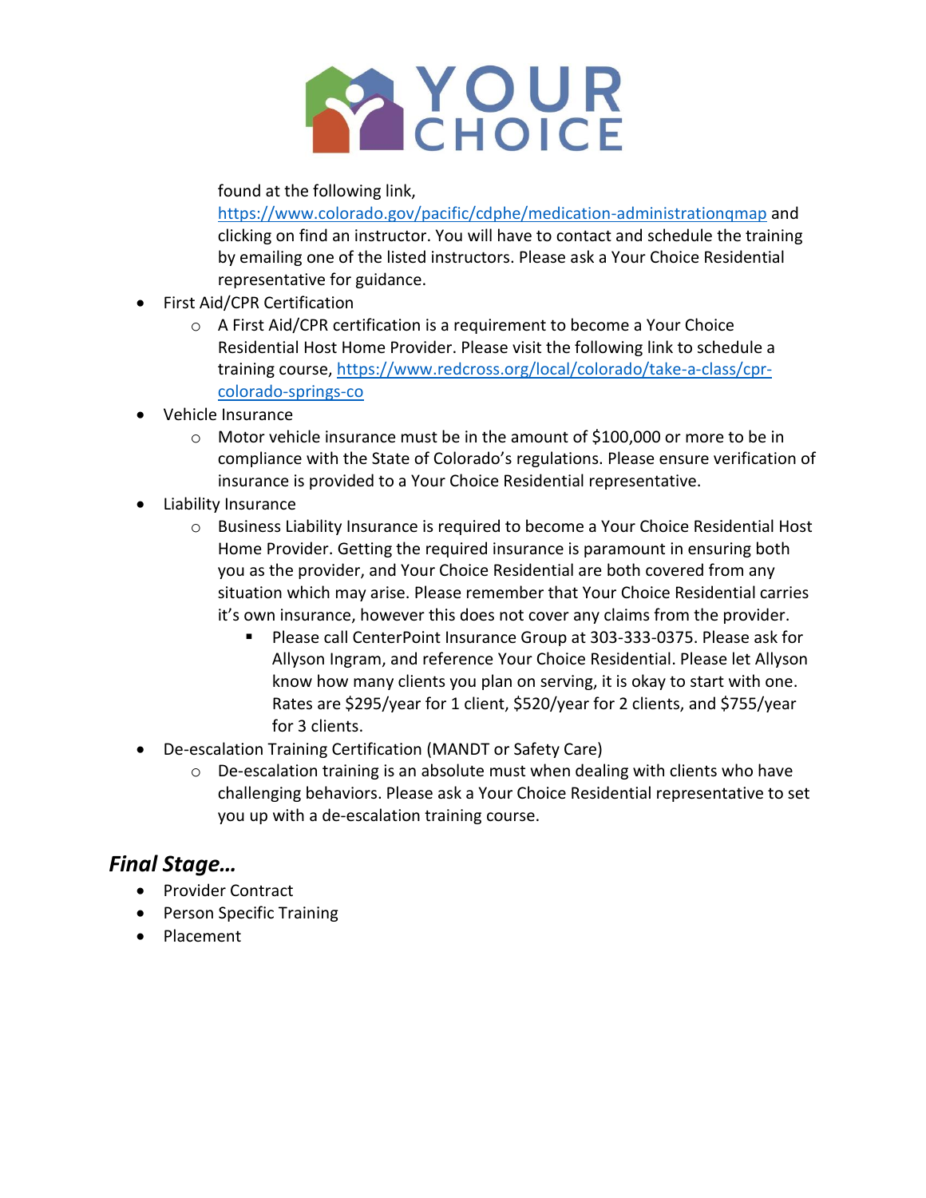found at the following link, [https://www.colorado.gov/pacific/cdphe/medication-administrationqmap](https://www.colorado.gov/pacific/cdphe/medication-administrationqmap) and clicking on find an instructor. You will have to contact and schedule the training by emailing one of the listed instructors. Please ask a Your Choice Residential representative for guidance.

- First Aid/CPR Certification
  - A First Aid/CPR certification is a requirement to become a Your Choice Residential Host Home Provider. Please visit the following link to schedule a training course, [https://www.redcross.org/local/colorado/take-a-class/cpr-colorado-springs-co](https://www.redcross.org/local/colorado/take-a-class/cpr-colorado-springs-co)
- Vehicle Insurance
  - Motor vehicle insurance must be in the amount of $100,000 or more to be in compliance with the State of Colorado's regulations. Please ensure verification of insurance is provided to a Your Choice Residential representative.
- Liability Insurance
  - Business Liability Insurance is required to become a Your Choice Residential Host Home Provider. Getting the required insurance is paramount in ensuring both you as the provider, and Your Choice Residential are both covered from any situation which may arise. Please remember that Your Choice Residential carries it's own insurance, however this does not cover any claims from the provider.
    - Please call CenterPoint Insurance Group at 303-333-0375. Please ask for Allyson Ingram, and reference Your Choice Residential. Please let Allyson know how many clients you plan on serving, it is okay to start with one. Rates are $295/year for 1 client, $520/year for 2 clients, and $755/year for 3 clients.
- De-escalation Training Certification (MANDT or Safety Care)
  - De-escalation training is an absolute must when dealing with clients who have challenging behaviors. Please ask a Your Choice Residential representative to set you up with a de-escalation training course.

## *Final Stage…*

- Provider Contract
- Person Specific Training
- Placement